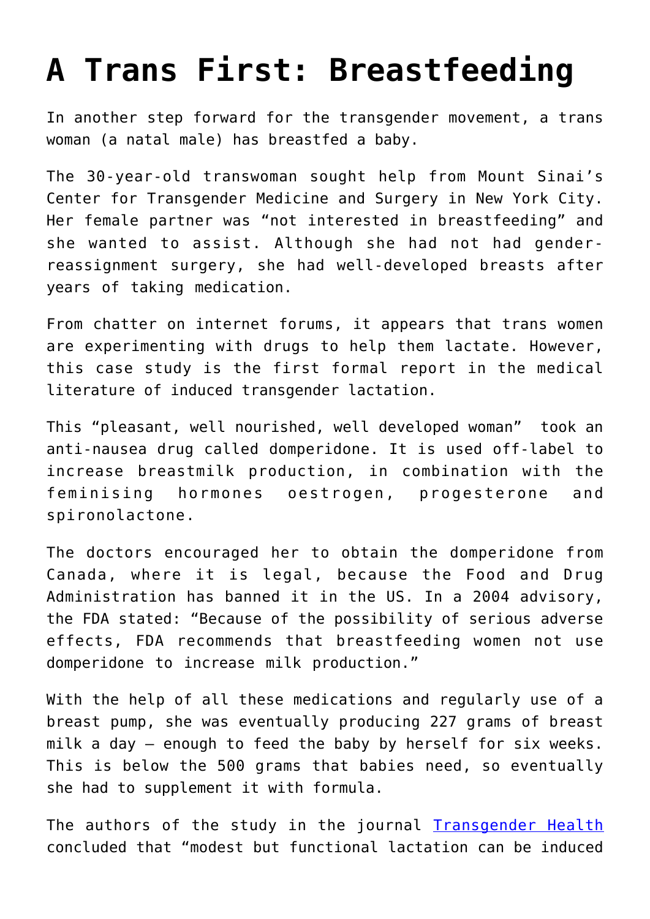# A Trans First: Breastfeeding

In another step forward for the transgender movement, a trans woman (a natal male) has breastfed a baby.

The 30-year-old transwoman sought help from Mount Sinai's Center for Transgender Medicine and Surgery in New York City. Her female partner was "not interested in breastfeeding" and she wanted to assist. Although she had not had gender-reassignment surgery, she had well-developed breasts after years of taking medication.

From chatter on internet forums, it appears that trans women are experimenting with drugs to help them lactate. However, this case study is the first formal report in the medical literature of induced transgender lactation.

This "pleasant, well nourished, well developed woman" took an anti-nausea drug called domperidone. It is used off-label to increase breastmilk production, in combination with the feminising hormones oestrogen, progesterone and spironolactone.

The doctors encouraged her to obtain the domperidone from Canada, where it is legal, because the Food and Drug Administration has banned it in the US. In a 2004 advisory, the FDA stated: "Because of the possibility of serious adverse effects, FDA recommends that breastfeeding women not use domperidone to increase milk production."

With the help of all these medications and regularly use of a breast pump, she was eventually producing 227 grams of breast milk a day – enough to feed the baby by herself for six weeks. This is below the 500 grams that babies need, so eventually she had to supplement it with formula.

The authors of the study in the journal [Transgender Health](Transgender Health) concluded that "modest but functional lactation can be induced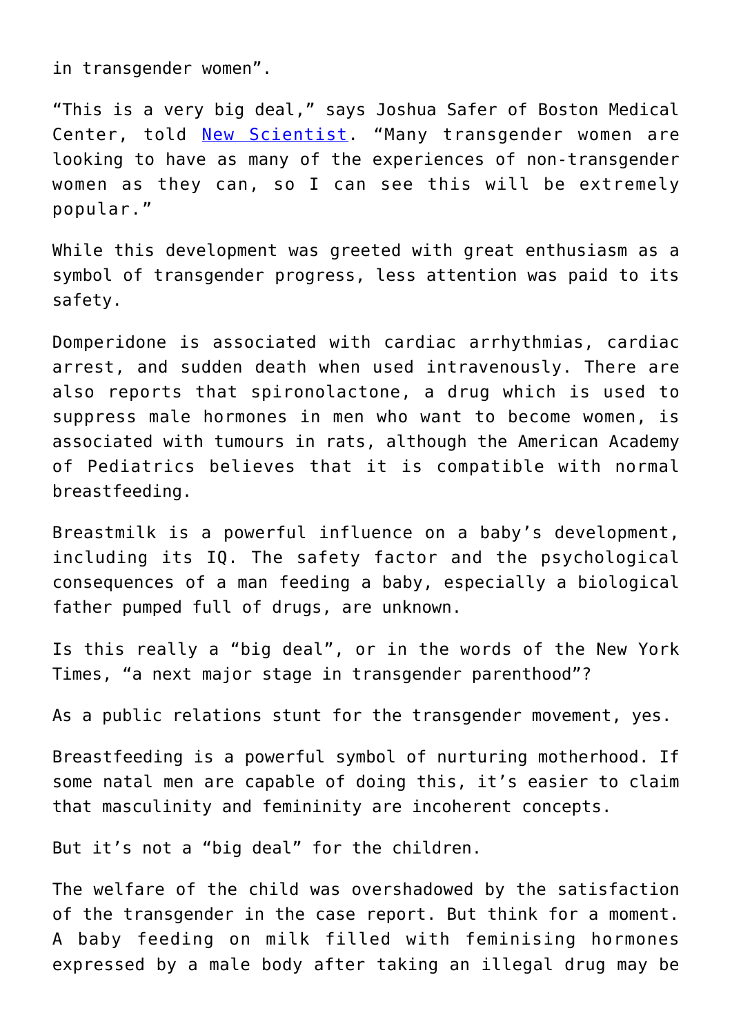in transgender women".

"This is a very big deal," says Joshua Safer of Boston Medical Center, told [New Scientist](). "Many transgender women are looking to have as many of the experiences of non-transgender women as they can, so I can see this will be extremely popular."

While this development was greeted with great enthusiasm as a symbol of transgender progress, less attention was paid to its safety.

Domperidone is associated with cardiac arrhythmias, cardiac arrest, and sudden death when used intravenously. There are also reports that spironolactone, a drug which is used to suppress male hormones in men who want to become women, is associated with tumours in rats, although the American Academy of Pediatrics believes that it is compatible with normal breastfeeding.

Breastmilk is a powerful influence on a baby's development, including its IQ. The safety factor and the psychological consequences of a man feeding a baby, especially a biological father pumped full of drugs, are unknown.

Is this really a "big deal", or in the words of the New York Times, "a next major stage in transgender parenthood"?

As a public relations stunt for the transgender movement, yes.

Breastfeeding is a powerful symbol of nurturing motherhood. If some natal men are capable of doing this, it's easier to claim that masculinity and femininity are incoherent concepts.

But it's not a "big deal" for the children.

The welfare of the child was overshadowed by the satisfaction of the transgender in the case report. But think for a moment. A baby feeding on milk filled with feminising hormones expressed by a male body after taking an illegal drug may be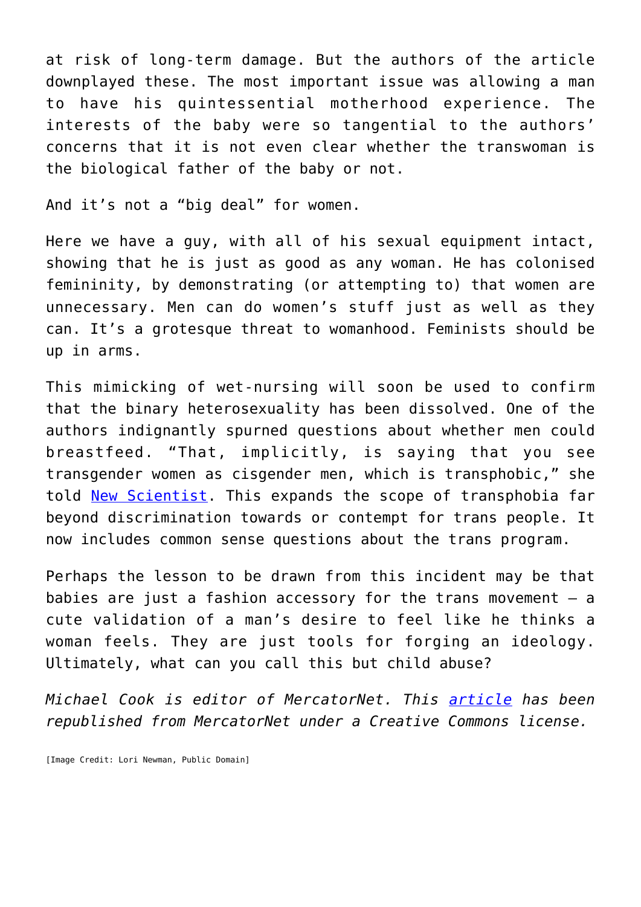at risk of long-term damage. But the authors of the article downplayed these. The most important issue was allowing a man to have his quintessential motherhood experience. The interests of the baby were so tangential to the authors' concerns that it is not even clear whether the transwoman is the biological father of the baby or not.

And it's not a "big deal" for women.

Here we have a guy, with all of his sexual equipment intact, showing that he is just as good as any woman. He has colonised femininity, by demonstrating (or attempting to) that women are unnecessary. Men can do women's stuff just as well as they can. It's a grotesque threat to womanhood. Feminists should be up in arms.

This mimicking of wet-nursing will soon be used to confirm that the binary heterosexuality has been dissolved. One of the authors indignantly spurned questions about whether men could breastfeed. "That, implicitly, is saying that you see transgender women as cisgender men, which is transphobic," she told New Scientist. This expands the scope of transphobia far beyond discrimination towards or contempt for trans people. It now includes common sense questions about the trans program.

Perhaps the lesson to be drawn from this incident may be that babies are just a fashion accessory for the trans movement – a cute validation of a man's desire to feel like he thinks a woman feels. They are just tools for forging an ideology. Ultimately, what can you call this but child abuse?

*Michael Cook is editor of MercatorNet. This article has been republished from MercatorNet under a Creative Commons license.*

[Image Credit: Lori Newman, Public Domain]